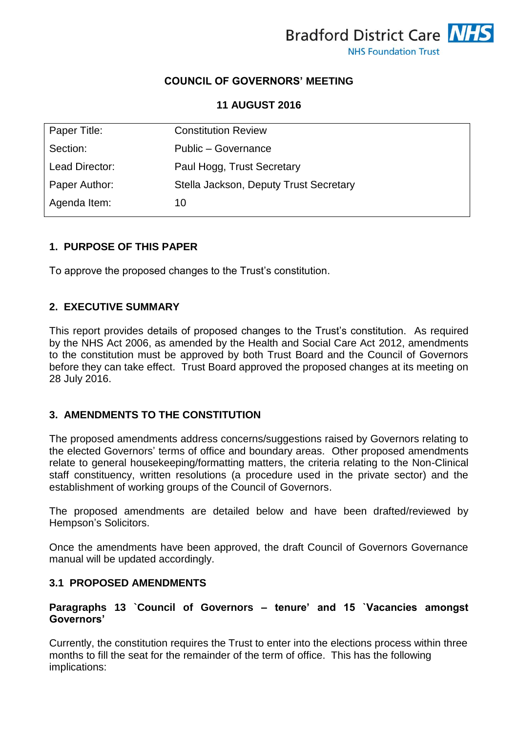Bradford District Care NHS Foundation Trust

**COUNCIL OF GOVERNORS' MEETING**

**11 AUGUST 2016**

| Paper Title: | Constitution Review |
|---|---|
| Section: | Public – Governance |
| Lead Director: | Paul Hogg, Trust Secretary |
| Paper Author: | Stella Jackson, Deputy Trust Secretary |
| Agenda Item: | 10 |

## 1. PURPOSE OF THIS PAPER

To approve the proposed changes to the Trust's constitution.

## 2. EXECUTIVE SUMMARY

This report provides details of proposed changes to the Trust's constitution. As required by the NHS Act 2006, as amended by the Health and Social Care Act 2012, amendments to the constitution must be approved by both Trust Board and the Council of Governors before they can take effect. Trust Board approved the proposed changes at its meeting on 28 July 2016.

## 3. AMENDMENTS TO THE CONSTITUTION

The proposed amendments address concerns/suggestions raised by Governors relating to the elected Governors' terms of office and boundary areas. Other proposed amendments relate to general housekeeping/formatting matters, the criteria relating to the Non-Clinical staff constituency, written resolutions (a procedure used in the private sector) and the establishment of working groups of the Council of Governors.

The proposed amendments are detailed below and have been drafted/reviewed by Hempson's Solicitors.

Once the amendments have been approved, the draft Council of Governors Governance manual will be updated accordingly.

### 3.1 PROPOSED AMENDMENTS

**Paragraphs 13 `Council of Governors – tenure' and 15 `Vacancies amongst Governors'**

Currently, the constitution requires the Trust to enter into the elections process within three months to fill the seat for the remainder of the term of office. This has the following implications: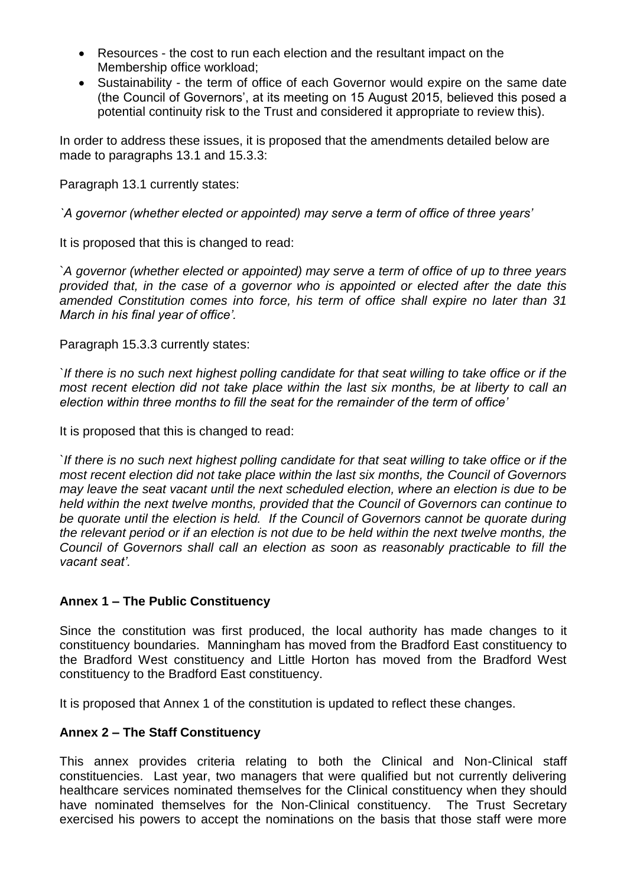- Resources - the cost to run each election and the resultant impact on the Membership office workload;
- Sustainability - the term of office of each Governor would expire on the same date (the Council of Governors', at its meeting on 15 August 2015, believed this posed a potential continuity risk to the Trust and considered it appropriate to review this).

In order to address these issues, it is proposed that the amendments detailed below are made to paragraphs 13.1 and 15.3.3:

Paragraph 13.1 currently states:

*`A governor (whether elected or appointed) may serve a term of office of three years'*

It is proposed that this is changed to read:

*`A governor (whether elected or appointed) may serve a term of office of up to three years provided that, in the case of a governor who is appointed or elected after the date this amended Constitution comes into force, his term of office shall expire no later than 31 March in his final year of office'.*

Paragraph 15.3.3 currently states:

*`If there is no such next highest polling candidate for that seat willing to take office or if the most recent election did not take place within the last six months, be at liberty to call an election within three months to fill the seat for the remainder of the term of office'*

It is proposed that this is changed to read:

*`If there is no such next highest polling candidate for that seat willing to take office or if the most recent election did not take place within the last six months, the Council of Governors may leave the seat vacant until the next scheduled election, where an election is due to be held within the next twelve months, provided that the Council of Governors can continue to be quorate until the election is held. If the Council of Governors cannot be quorate during the relevant period or if an election is not due to be held within the next twelve months, the Council of Governors shall call an election as soon as reasonably practicable to fill the vacant seat'.*

**Annex 1 – The Public Constituency**

Since the constitution was first produced, the local authority has made changes to it constituency boundaries. Manningham has moved from the Bradford East constituency to the Bradford West constituency and Little Horton has moved from the Bradford West constituency to the Bradford East constituency.

It is proposed that Annex 1 of the constitution is updated to reflect these changes.

**Annex 2 – The Staff Constituency**

This annex provides criteria relating to both the Clinical and Non-Clinical staff constituencies. Last year, two managers that were qualified but not currently delivering healthcare services nominated themselves for the Clinical constituency when they should have nominated themselves for the Non-Clinical constituency. The Trust Secretary exercised his powers to accept the nominations on the basis that those staff were more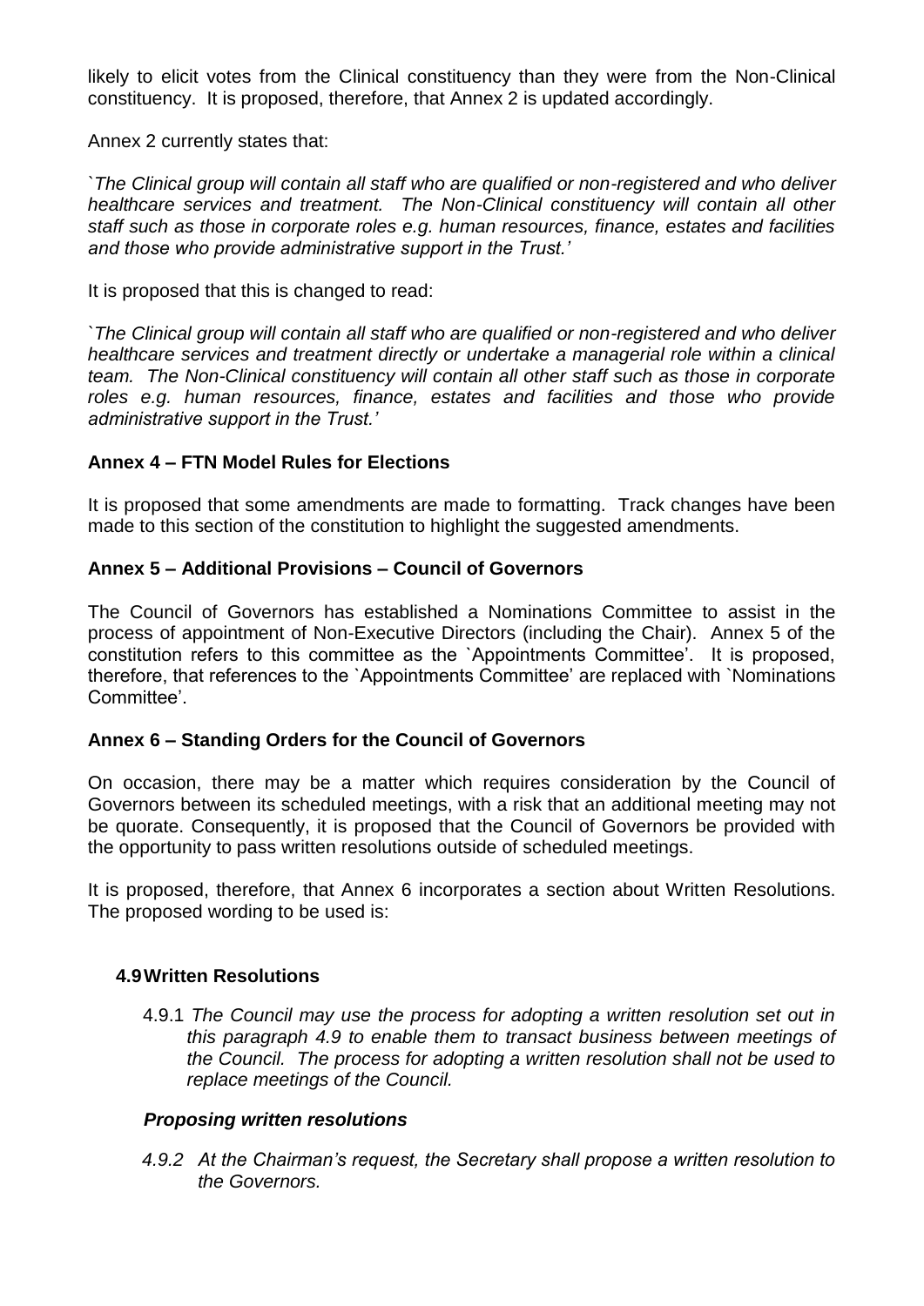likely to elicit votes from the Clinical constituency than they were from the Non-Clinical constituency. It is proposed, therefore, that Annex 2 is updated accordingly.

Annex 2 currently states that:

*`The Clinical group will contain all staff who are qualified or non-registered and who deliver healthcare services and treatment. The Non-Clinical constituency will contain all other staff such as those in corporate roles e.g. human resources, finance, estates and facilities and those who provide administrative support in the Trust.'*

It is proposed that this is changed to read:

*`The Clinical group will contain all staff who are qualified or non-registered and who deliver healthcare services and treatment directly or undertake a managerial role within a clinical team. The Non-Clinical constituency will contain all other staff such as those in corporate roles e.g. human resources, finance, estates and facilities and those who provide administrative support in the Trust.'*

**Annex 4 – FTN Model Rules for Elections**

It is proposed that some amendments are made to formatting. Track changes have been made to this section of the constitution to highlight the suggested amendments.

**Annex 5 – Additional Provisions – Council of Governors**

The Council of Governors has established a Nominations Committee to assist in the process of appointment of Non-Executive Directors (including the Chair). Annex 5 of the constitution refers to this committee as the `Appointments Committee'. It is proposed, therefore, that references to the `Appointments Committee' are replaced with `Nominations Committee'.

**Annex 6 – Standing Orders for the Council of Governors**

On occasion, there may be a matter which requires consideration by the Council of Governors between its scheduled meetings, with a risk that an additional meeting may not be quorate. Consequently, it is proposed that the Council of Governors be provided with the opportunity to pass written resolutions outside of scheduled meetings.

It is proposed, therefore, that Annex 6 incorporates a section about Written Resolutions. The proposed wording to be used is:

**4.9 Written Resolutions**

4.9.1 *The Council may use the process for adopting a written resolution set out in this paragraph 4.9 to enable them to transact business between meetings of the Council. The process for adopting a written resolution shall not be used to replace meetings of the Council.*

***Proposing written resolutions***

*4.9.2 At the Chairman's request, the Secretary shall propose a written resolution to the Governors.*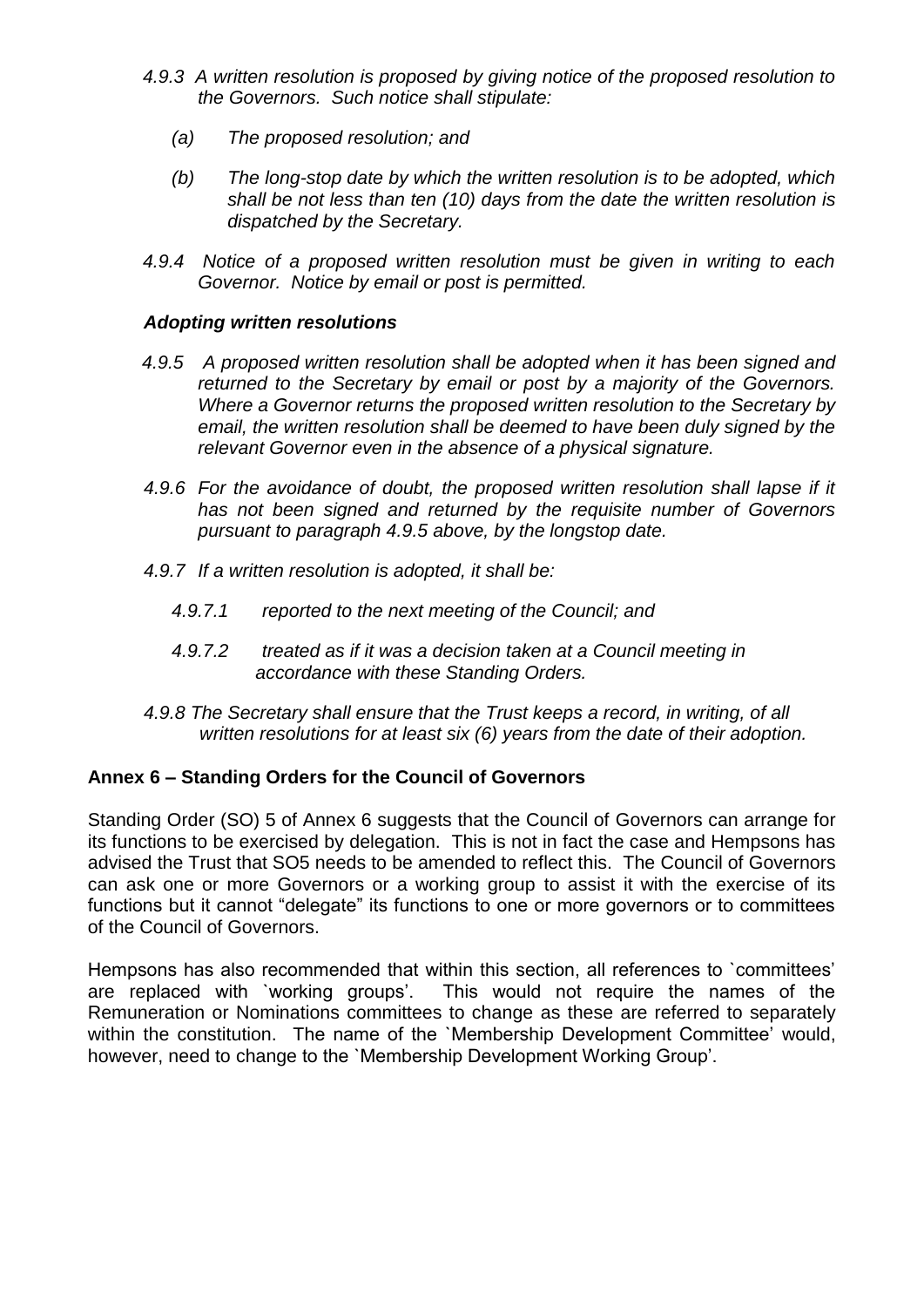*4.9.3 A written resolution is proposed by giving notice of the proposed resolution to the Governors. Such notice shall stipulate:*

*(a) The proposed resolution; and*

*(b) The long-stop date by which the written resolution is to be adopted, which shall be not less than ten (10) days from the date the written resolution is dispatched by the Secretary.*

*4.9.4 Notice of a proposed written resolution must be given in writing to each Governor. Notice by email or post is permitted.*

***Adopting written resolutions***

*4.9.5 A proposed written resolution shall be adopted when it has been signed and returned to the Secretary by email or post by a majority of the Governors. Where a Governor returns the proposed written resolution to the Secretary by email, the written resolution shall be deemed to have been duly signed by the relevant Governor even in the absence of a physical signature.*

*4.9.6 For the avoidance of doubt, the proposed written resolution shall lapse if it has not been signed and returned by the requisite number of Governors pursuant to paragraph 4.9.5 above, by the longstop date.*

*4.9.7 If a written resolution is adopted, it shall be:*

*4.9.7.1 reported to the next meeting of the Council; and*

*4.9.7.2 treated as if it was a decision taken at a Council meeting in accordance with these Standing Orders.*

*4.9.8 The Secretary shall ensure that the Trust keeps a record, in writing, of all written resolutions for at least six (6) years from the date of their adoption.*

**Annex 6 – Standing Orders for the Council of Governors**

Standing Order (SO) 5 of Annex 6 suggests that the Council of Governors can arrange for its functions to be exercised by delegation. This is not in fact the case and Hempsons has advised the Trust that SO5 needs to be amended to reflect this. The Council of Governors can ask one or more Governors or a working group to assist it with the exercise of its functions but it cannot "delegate" its functions to one or more governors or to committees of the Council of Governors.

Hempsons has also recommended that within this section, all references to `committees' are replaced with `working groups'. This would not require the names of the Remuneration or Nominations committees to change as these are referred to separately within the constitution. The name of the `Membership Development Committee' would, however, need to change to the `Membership Development Working Group'.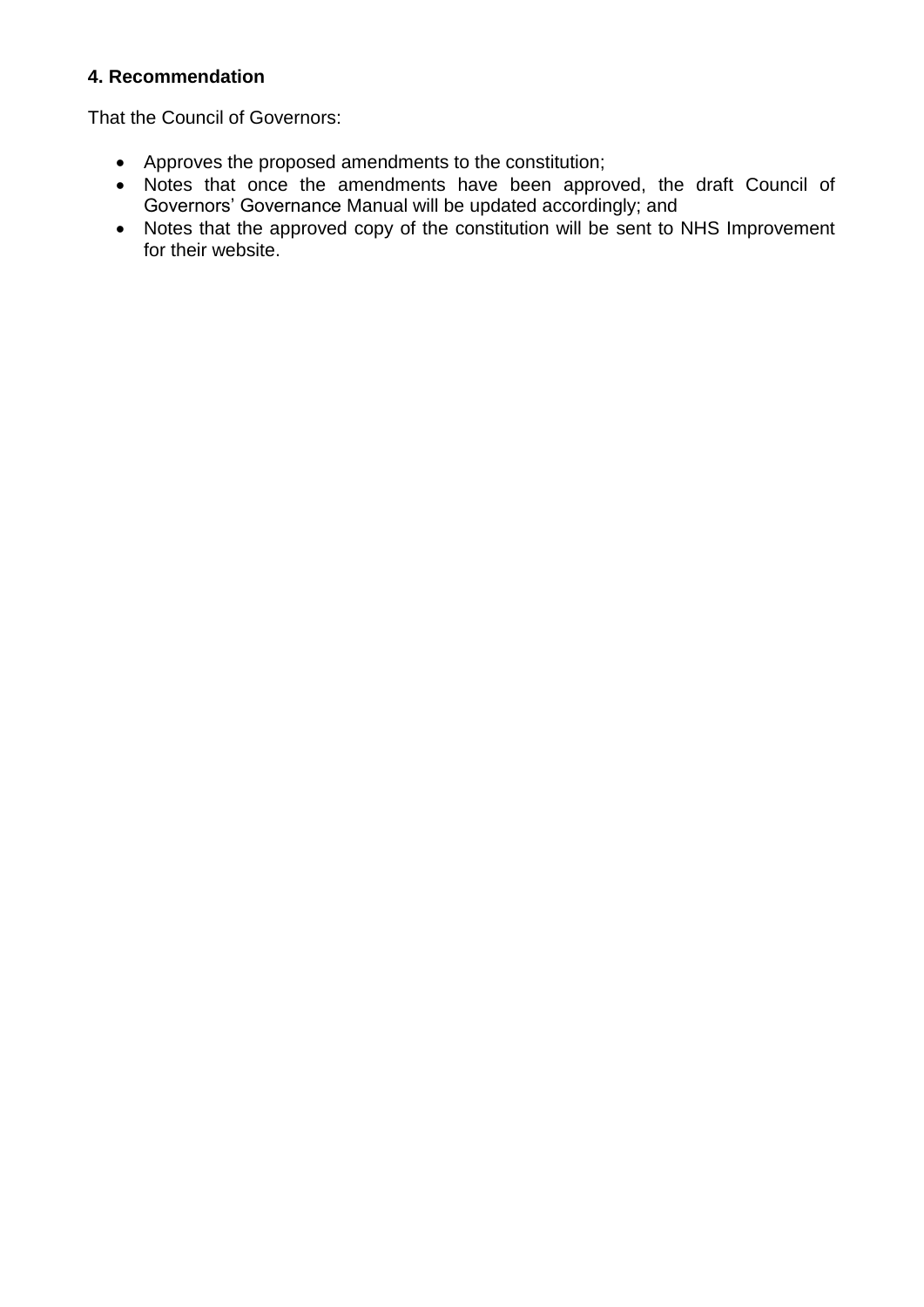### 4. Recommendation

That the Council of Governors:

- Approves the proposed amendments to the constitution;
- Notes that once the amendments have been approved, the draft Council of Governors' Governance Manual will be updated accordingly; and
- Notes that the approved copy of the constitution will be sent to NHS Improvement for their website.